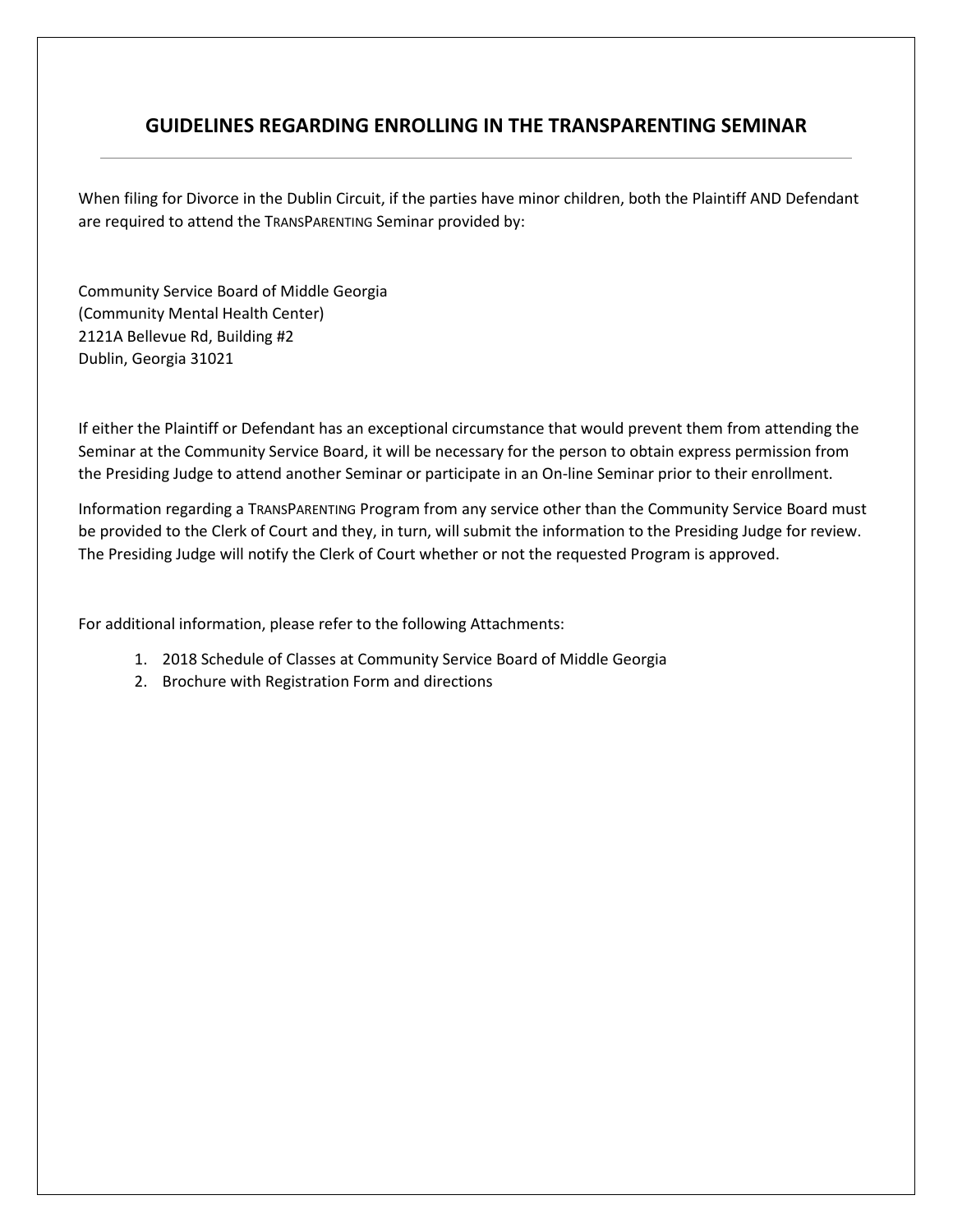## GUIDELINES REGARDING ENROLLING IN THE TRANSPARENTING SEMINAR

---

When filing for Divorce in the Dublin Circuit, if the parties have minor children, both the Plaintiff AND Defendant are required to attend the TRANSPARENTING Seminar provided by:

Community Service Board of Middle Georgia
(Community Mental Health Center)
2121A Bellevue Rd, Building #2
Dublin, Georgia 31021

If either the Plaintiff or Defendant has an exceptional circumstance that would prevent them from attending the Seminar at the Community Service Board, it will be necessary for the person to obtain express permission from the Presiding Judge to attend another Seminar or participate in an On-line Seminar prior to their enrollment.

Information regarding a TRANSPARENTING Program from any service other than the Community Service Board must be provided to the Clerk of Court and they, in turn, will submit the information to the Presiding Judge for review. The Presiding Judge will notify the Clerk of Court whether or not the requested Program is approved.

For additional information, please refer to the following Attachments:

1. 2018 Schedule of Classes at Community Service Board of Middle Georgia
2. Brochure with Registration Form and directions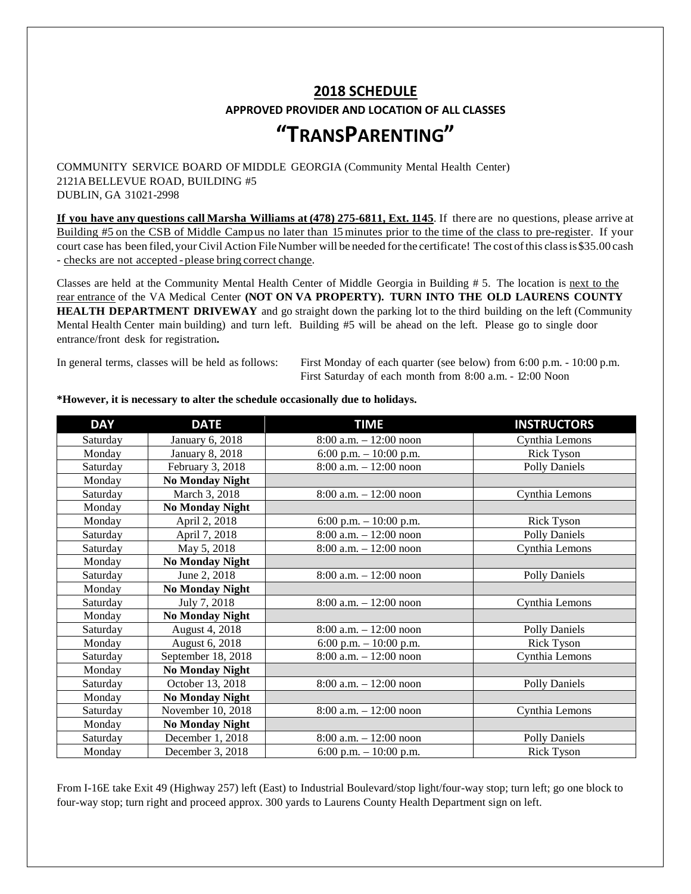## 2018 SCHEDULE

### APPROVED PROVIDER AND LOCATION OF ALL CLASSES

# "TRANSPARENTING"

COMMUNITY SERVICE BOARD OF MIDDLE GEORGIA (Community Mental Health Center)
2121A BELLEVUE ROAD, BUILDING #5
DUBLIN, GA 31021-2998

**If you have any questions call Marsha Williams at (478) 275-6811, Ext. 1145**. If there are no questions, please arrive at Building #5 on the CSB of Middle Campus no later than 15 minutes prior to the time of the class to pre-register. If your court case has been filed, your Civil Action File Number will be needed for the certificate! The cost of this class is $35.00 cash - checks are not accepted - please bring correct change.

Classes are held at the Community Mental Health Center of Middle Georgia in Building # 5. The location is next to the rear entrance of the VA Medical Center **(NOT ON VA PROPERTY). TURN INTO THE OLD LAURENS COUNTY HEALTH DEPARTMENT DRIVEWAY** and go straight down the parking lot to the third building on the left (Community Mental Health Center main building) and turn left. Building #5 will be ahead on the left. Please go to single door entrance/front desk for registration**.**

In general terms, classes will be held as follows: First Monday of each quarter (see below) from 6:00 p.m. - 10:00 p.m.
First Saturday of each month from 8:00 a.m. - 12:00 Noon

**\*However, it is necessary to alter the schedule occasionally due to holidays.**

| DAY | DATE | TIME | INSTRUCTORS |
|---|---|---|---|
| Saturday | January 6, 2018 | 8:00 a.m. – 12:00 noon | Cynthia Lemons |
| Monday | January 8, 2018 | 6:00 p.m. – 10:00 p.m. | Rick Tyson |
| Saturday | February 3, 2018 | 8:00 a.m. – 12:00 noon | Polly Daniels |
| Monday | **No Monday Night** | | |
| Saturday | March 3, 2018 | 8:00 a.m. – 12:00 noon | Cynthia Lemons |
| Monday | **No Monday Night** | | |
| Monday | April 2, 2018 | 6:00 p.m. – 10:00 p.m. | Rick Tyson |
| Saturday | April 7, 2018 | 8:00 a.m. – 12:00 noon | Polly Daniels |
| Saturday | May 5, 2018 | 8:00 a.m. – 12:00 noon | Cynthia Lemons |
| Monday | **No Monday Night** | | |
| Saturday | June 2, 2018 | 8:00 a.m. – 12:00 noon | Polly Daniels |
| Monday | **No Monday Night** | | |
| Saturday | July 7, 2018 | 8:00 a.m. – 12:00 noon | Cynthia Lemons |
| Monday | **No Monday Night** | | |
| Saturday | August 4, 2018 | 8:00 a.m. – 12:00 noon | Polly Daniels |
| Monday | August 6, 2018 | 6:00 p.m. – 10:00 p.m. | Rick Tyson |
| Saturday | September 18, 2018 | 8:00 a.m. – 12:00 noon | Cynthia Lemons |
| Monday | **No Monday Night** | | |
| Saturday | October 13, 2018 | 8:00 a.m. – 12:00 noon | Polly Daniels |
| Monday | **No Monday Night** | | |
| Saturday | November 10, 2018 | 8:00 a.m. – 12:00 noon | Cynthia Lemons |
| Monday | **No Monday Night** | | |
| Saturday | December 1, 2018 | 8:00 a.m. – 12:00 noon | Polly Daniels |
| Monday | December 3, 2018 | 6:00 p.m. – 10:00 p.m. | Rick Tyson |

From I-16E take Exit 49 (Highway 257) left (East) to Industrial Boulevard/stop light/four-way stop; turn left; go one block to four-way stop; turn right and proceed approx. 300 yards to Laurens County Health Department sign on left.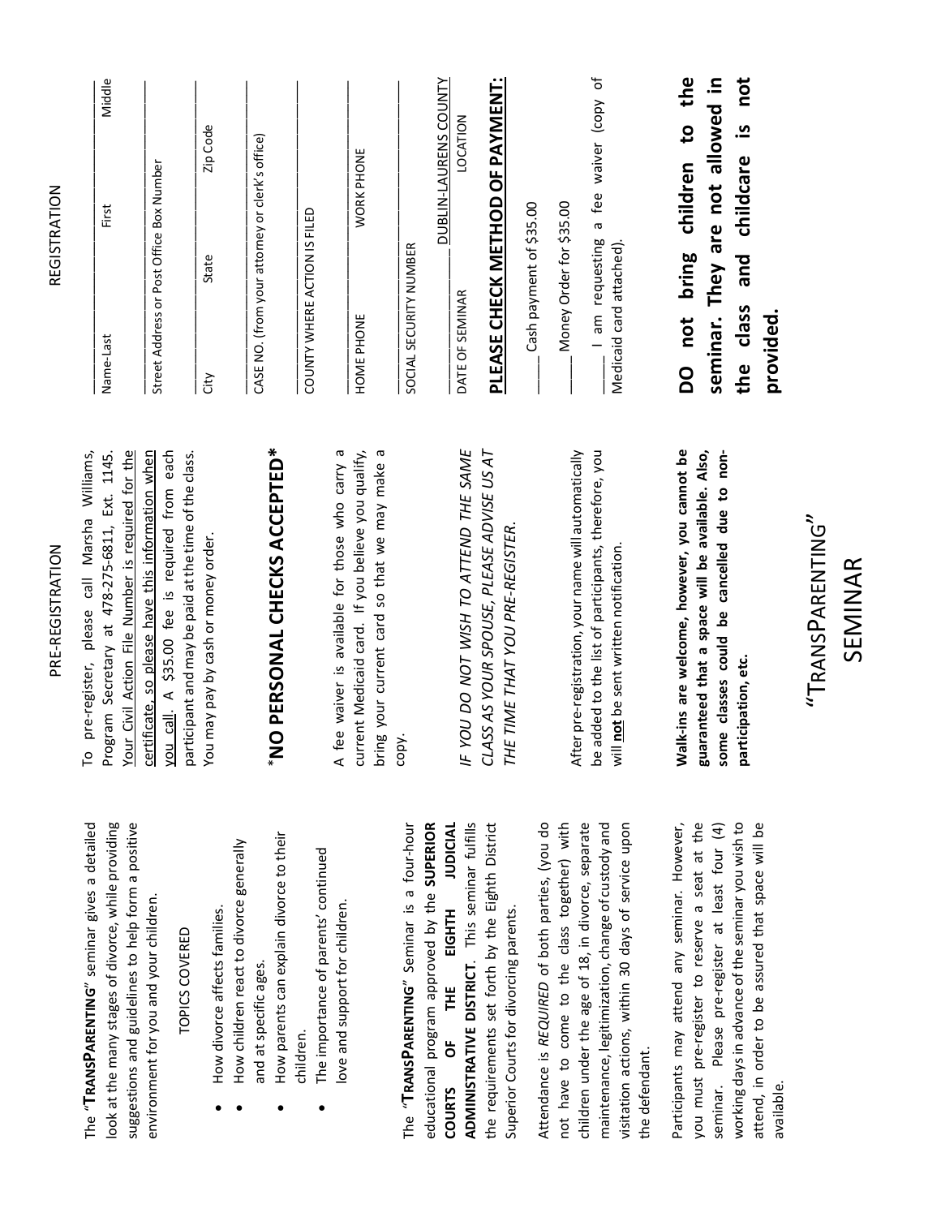The *"***TRANSPARENTING***"* seminar gives a detailed look at the many stages of divorce, while providing suggestions and guidelines to help form a positive environment for you and your children.

TOPICS COVERED

- How divorce affects families.
- How children react to divorce generally and at specific ages.
- How parents can explain divorce to their children.
- The importance of parents' continued love and support for children.

The *"***TRANSPARENTING***"* Seminar is a four-hour educational program approved by the **SUPERIOR COURTS OF THE EIGHTH JUDICIAL ADMINISTRATIVE DISTRICT**. This seminar fulfills the requirements set forth by the Eighth District Superior Courts for divorcing parents.

Attendance is *REQUIRED* of both parties, (you do not have to come to the class together) with children under the age of 18, in divorce, separate maintenance, legitimization, change of custody and visitation actions, within 30 days of service upon the defendant.

Participants may attend any seminar. However, you must pre-register to reserve a seat at the seminar. Please pre-register at least four (4) working days in advance of the seminar you wish to attend, in order to be assured that space will be available.

## PRE-REGISTRATION

To pre-register, please call Marsha Williams, Program Secretary at 478-275-6811, Ext. 1145. <u>Your Civil Action File Number is required for the certificate, so please have this information when you call</u>. A $35.00 fee is required from each participant and may be paid at the time of the class. You may pay by cash or money order.

**\*NO PERSONAL CHECKS ACCEPTED\***

A fee waiver is available for those who carry a current Medicaid card. If you believe you qualify, bring your current card so that we may make a copy.

*IF YOU DO NOT WISH TO ATTEND THE SAME CLASS AS YOUR SPOUSE, PLEASE ADVISE US AT THE TIME THAT YOU PRE-REGISTER.*

After pre-registration, your name will automatically be added to the list of participants, therefore, you will **<u>not</u>** be sent written notification.

**Walk-ins are welcome, however, you cannot be guaranteed that a space will be available. Also, some classes could be cancelled due to non-participation, etc.**

# "TRANSPARENTING" SEMINAR

## REGISTRATION

Name-Last ______ First ______ Middle ______

Street Address or Post Office Box Number ______

City ______ State ______ Zip Code ______

CASE NO. (from your attorney or clerk's office) ______

COUNTY WHERE ACTION IS FILED ______

HOME PHONE ______ WORK PHONE ______

SOCIAL SECURITY NUMBER ______

DATE OF SEMINAR ______ <u>DUBLIN-LAURENS COUNTY</u> LOCATION

**<u>PLEASE CHECK METHOD OF PAYMENT:</u>**

_____ Cash payment of $35.00

_____ Money Order for $35.00

_____ I am requesting a fee waiver (copy of Medicaid card attached).

**DO not bring children to the seminar. They are not allowed in the class and childcare is not provided.**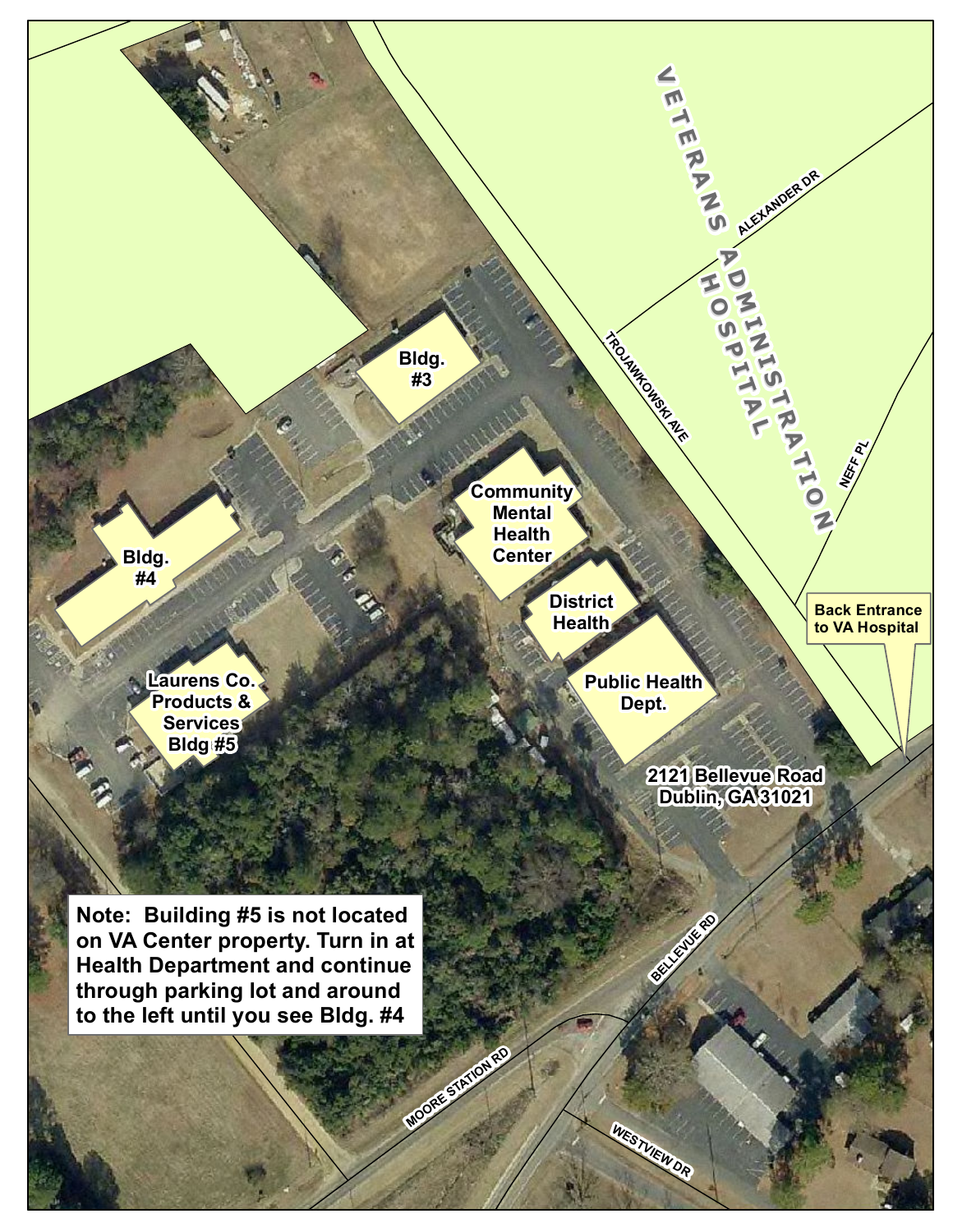VETERANS ADMINISTRATION HOSPITAL

ALEXANDER DR

TROJAWKOWSKI AVE

NEFF PL

Bldg. #3

Community Mental Health Center

Bldg. #4

District Health

Public Health Dept.

Laurens Co. Products & Services Bldg #5

Back Entrance to VA Hospital

2121 Bellevue Road
Dublin, GA 31021

BELLEVUE RD

MOORE STATION RD

WESTVIEW DR

**Note: Building #5 is not located on VA Center property. Turn in at Health Department and continue through parking lot and around to the left until you see Bldg. #4**